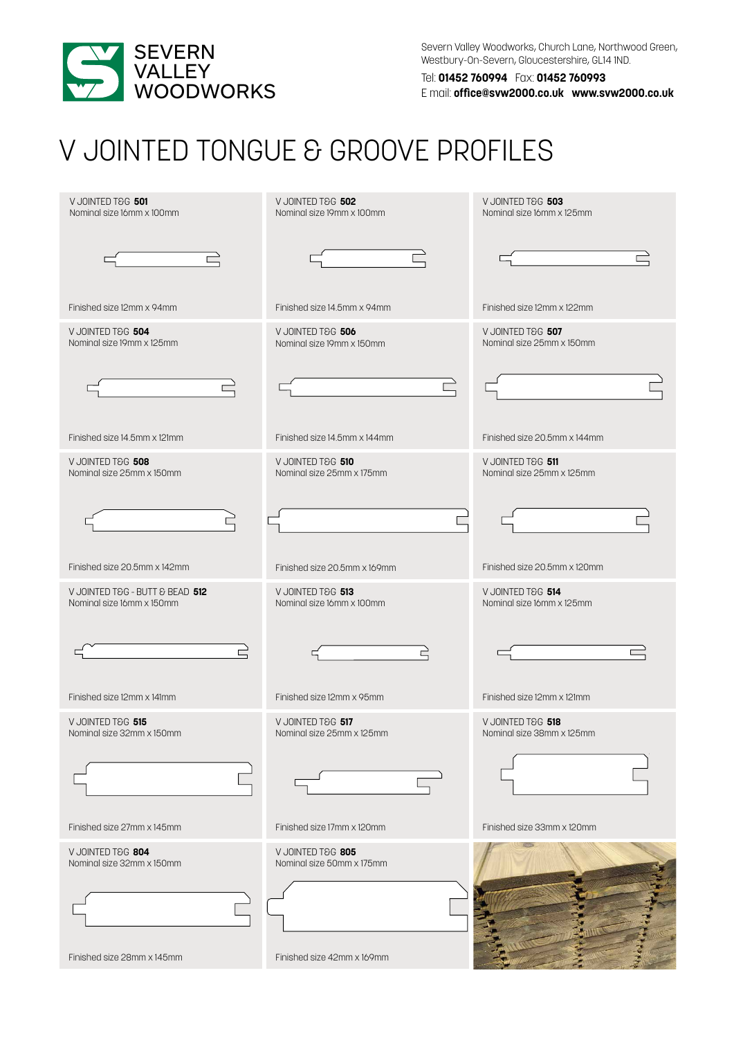SEVERN VALLEY WOODWORKS

Severn Valley Woodworks, Church Lane, Northwood Green, Westbury-On-Severn, Gloucestershire, GL14 1ND.

Tel: **01452 760994** Fax: **01452 760993**

E mail: **office@svw2000.co.uk** **www.svw2000.co.uk**

# V JOINTED TONGUE & GROOVE PROFILES

V JOINTED T&G **501**
Nominal size 16mm x 100mm
Finished size 12mm x 94mm

V JOINTED T&G **502**
Nominal size 19mm x 100mm
Finished size 14.5mm x 94mm

V JOINTED T&G **503**
Nominal size 16mm x 125mm
Finished size 12mm x 122mm

V JOINTED T&G **504**
Nominal size 19mm x 125mm
Finished size 14.5mm x 121mm

V JOINTED T&G **506**
Nominal size 19mm x 150mm
Finished size 14.5mm x 144mm

V JOINTED T&G **507**
Nominal size 25mm x 150mm
Finished size 20.5mm x 144mm

V JOINTED T&G **508**
Nominal size 25mm x 150mm
Finished size 20.5mm x 142mm

V JOINTED T&G **510**
Nominal size 25mm x 175mm
Finished size 20.5mm x 169mm

V JOINTED T&G **511**
Nominal size 25mm x 125mm
Finished size 20.5mm x 120mm

V JOINTED T&G - BUTT & BEAD **512**
Nominal size 16mm x 150mm
Finished size 12mm x 141mm

V JOINTED T&G **513**
Nominal size 16mm x 100mm
Finished size 12mm x 95mm

V JOINTED T&G **514**
Nominal size 16mm x 125mm
Finished size 12mm x 121mm

V JOINTED T&G **515**
Nominal size 32mm x 150mm
Finished size 27mm x 145mm

V JOINTED T&G **517**
Nominal size 25mm x 125mm
Finished size 17mm x 120mm

V JOINTED T&G **518**
Nominal size 38mm x 125mm
Finished size 33mm x 120mm

V JOINTED T&G **804**
Nominal size 32mm x 150mm
Finished size 28mm x 145mm

V JOINTED T&G **805**
Nominal size 50mm x 175mm
Finished size 42mm x 169mm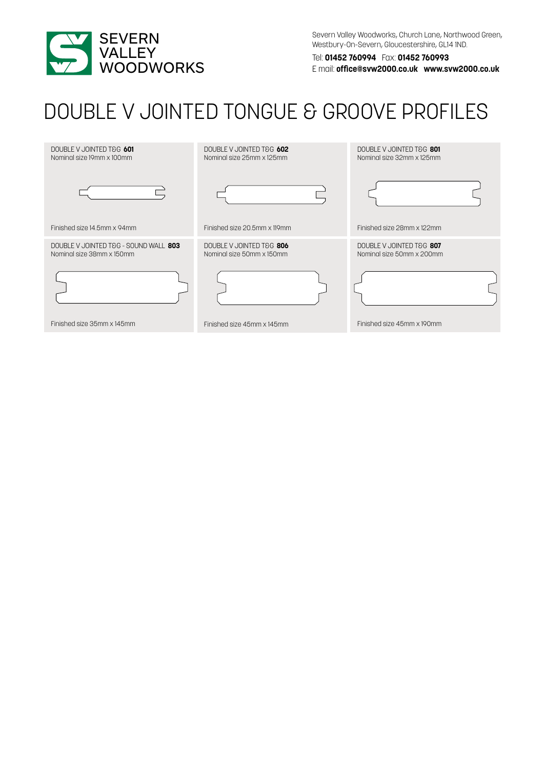SEVERN VALLEY WOODWORKS

Severn Valley Woodworks, Church Lane, Northwood Green, Westbury-On-Severn, Gloucestershire, GL14 1ND.

Tel: **01452 760994** Fax: **01452 760993**
E mail: **office@svw2000.co.uk** **www.svw2000.co.uk**

# DOUBLE V JOINTED TONGUE & GROOVE PROFILES

DOUBLE V JOINTED T&G **601**
Nominal size 19mm x 100mm

Finished size 14.5mm x 94mm

DOUBLE V JOINTED T&G **602**
Nominal size 25mm x 125mm

Finished size 20.5mm x 119mm

DOUBLE V JOINTED T&G **801**
Nominal size 32mm x 125mm

Finished size 28mm x 122mm

DOUBLE V JOINTED T&G - SOUND WALL **803**
Nominal size 38mm x 150mm

Finished size 35mm x 145mm

DOUBLE V JOINTED T&G **806**
Nominal size 50mm x 150mm

Finished size 45mm x 145mm

DOUBLE V JOINTED T&G **807**
Nominal size 50mm x 200mm

Finished size 45mm x 190mm